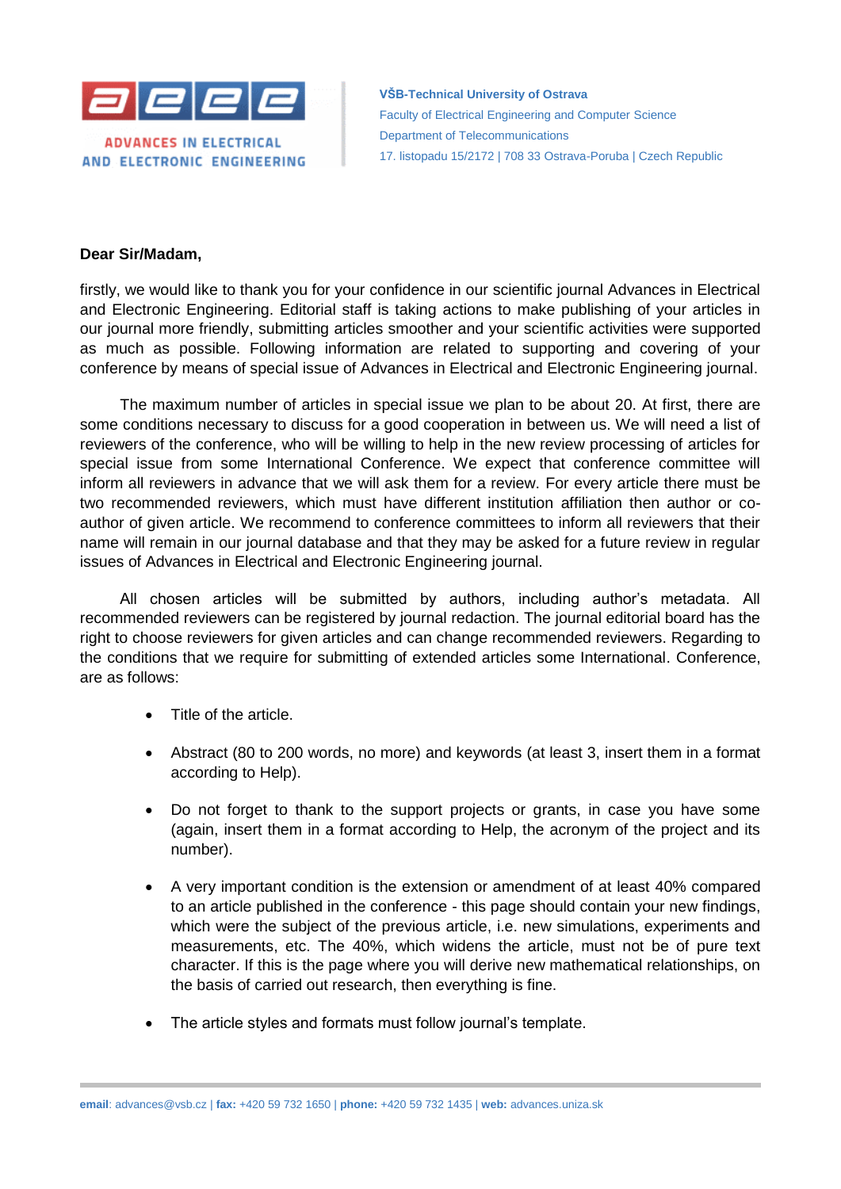**ADVANCES IN ELECTRICAL AND ELECTRONIC ENGINEERING**

**VŠB-Technical University of Ostrava**
Faculty of Electrical Engineering and Computer Science
Department of Telecommunications
17. listopadu 15/2172 | 708 33 Ostrava-Poruba | Czech Republic

**Dear Sir/Madam,**

firstly, we would like to thank you for your confidence in our scientific journal Advances in Electrical and Electronic Engineering. Editorial staff is taking actions to make publishing of your articles in our journal more friendly, submitting articles smoother and your scientific activities were supported as much as possible. Following information are related to supporting and covering of your conference by means of special issue of Advances in Electrical and Electronic Engineering journal.

The maximum number of articles in special issue we plan to be about 20. At first, there are some conditions necessary to discuss for a good cooperation in between us. We will need a list of reviewers of the conference, who will be willing to help in the new review processing of articles for special issue from some International Conference. We expect that conference committee will inform all reviewers in advance that we will ask them for a review. For every article there must be two recommended reviewers, which must have different institution affiliation then author or co-author of given article. We recommend to conference committees to inform all reviewers that their name will remain in our journal database and that they may be asked for a future review in regular issues of Advances in Electrical and Electronic Engineering journal.

All chosen articles will be submitted by authors, including author's metadata. All recommended reviewers can be registered by journal redaction. The journal editorial board has the right to choose reviewers for given articles and can change recommended reviewers. Regarding to the conditions that we require for submitting of extended articles some International. Conference, are as follows:

- Title of the article.
- Abstract (80 to 200 words, no more) and keywords (at least 3, insert them in a format according to Help).
- Do not forget to thank to the support projects or grants, in case you have some (again, insert them in a format according to Help, the acronym of the project and its number).
- A very important condition is the extension or amendment of at least 40% compared to an article published in the conference - this page should contain your new findings, which were the subject of the previous article, i.e. new simulations, experiments and measurements, etc. The 40%, which widens the article, must not be of pure text character. If this is the page where you will derive new mathematical relationships, on the basis of carried out research, then everything is fine.
- The article styles and formats must follow journal's template.

**email**: advances@vsb.cz | **fax:** +420 59 732 1650 | **phone:** +420 59 732 1435 | **web:** advances.uniza.sk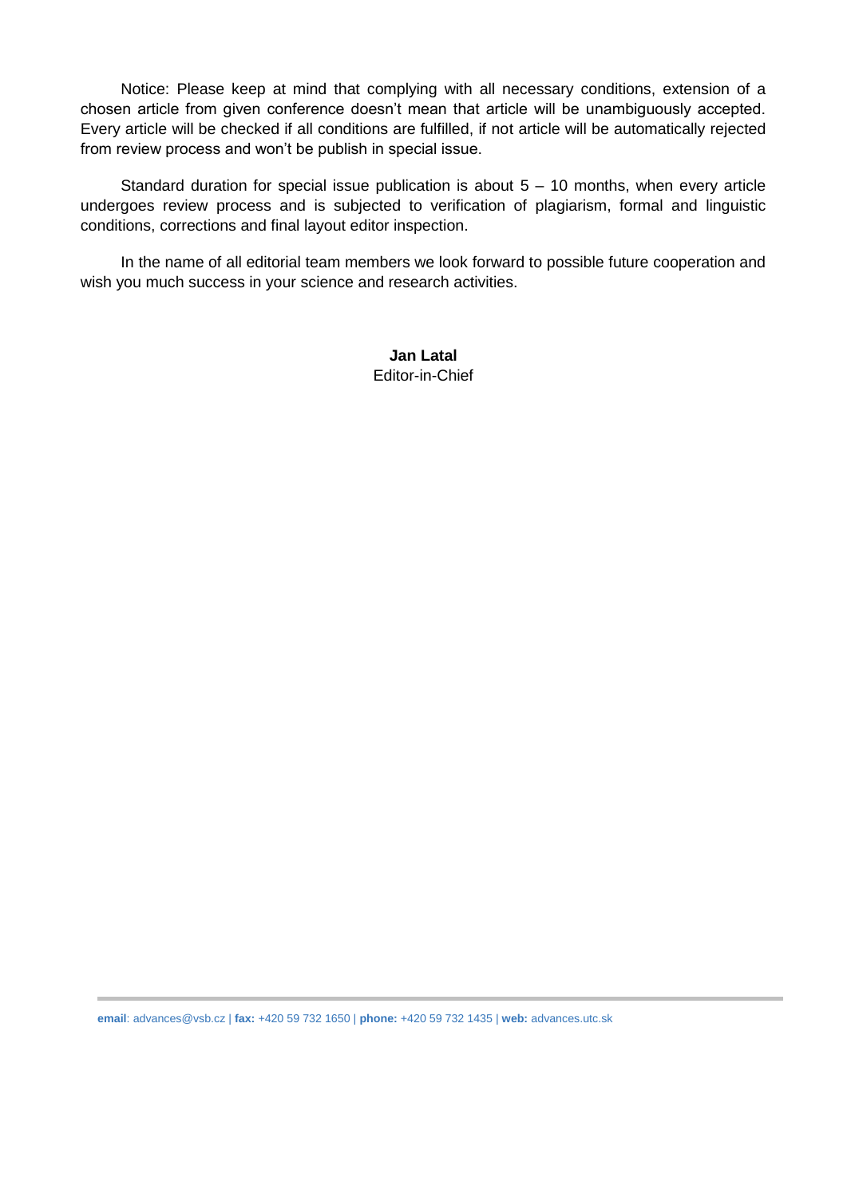Notice: Please keep at mind that complying with all necessary conditions, extension of a chosen article from given conference doesn't mean that article will be unambiguously accepted. Every article will be checked if all conditions are fulfilled, if not article will be automatically rejected from review process and won't be publish in special issue.

Standard duration for special issue publication is about 5 – 10 months, when every article undergoes review process and is subjected to verification of plagiarism, formal and linguistic conditions, corrections and final layout editor inspection.

In the name of all editorial team members we look forward to possible future cooperation and wish you much success in your science and research activities.

**Jan Latal**
Editor-in-Chief

**email**: advances@vsb.cz | **fax:** +420 59 732 1650 | **phone:** +420 59 732 1435 | **web:** advances.utc.sk